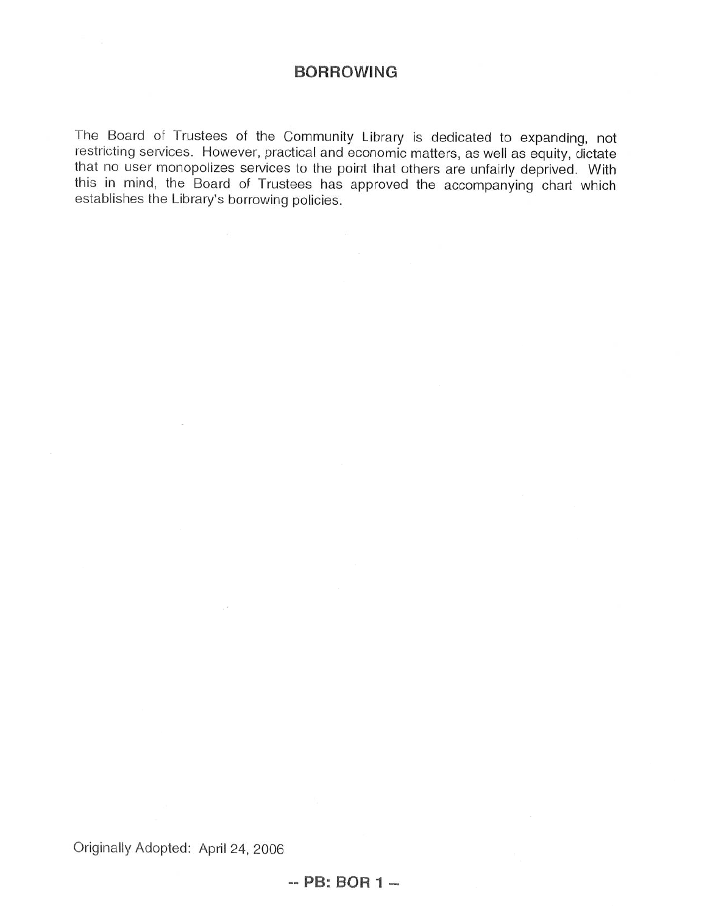# BORROWING

The Board of Trustees of the Community Library is dedicated to expanding, not restricting services. However, practical and economic matters, as well as equity, dictate that no user monopolizes services to the point that others are unfairly deprived. With this in mind, the Board of Trustees has approved the accompanying chart which establishes the Library's borrowing policies.

Originally Adopted: April 24, 2006

**-- PB: BOR 1 --**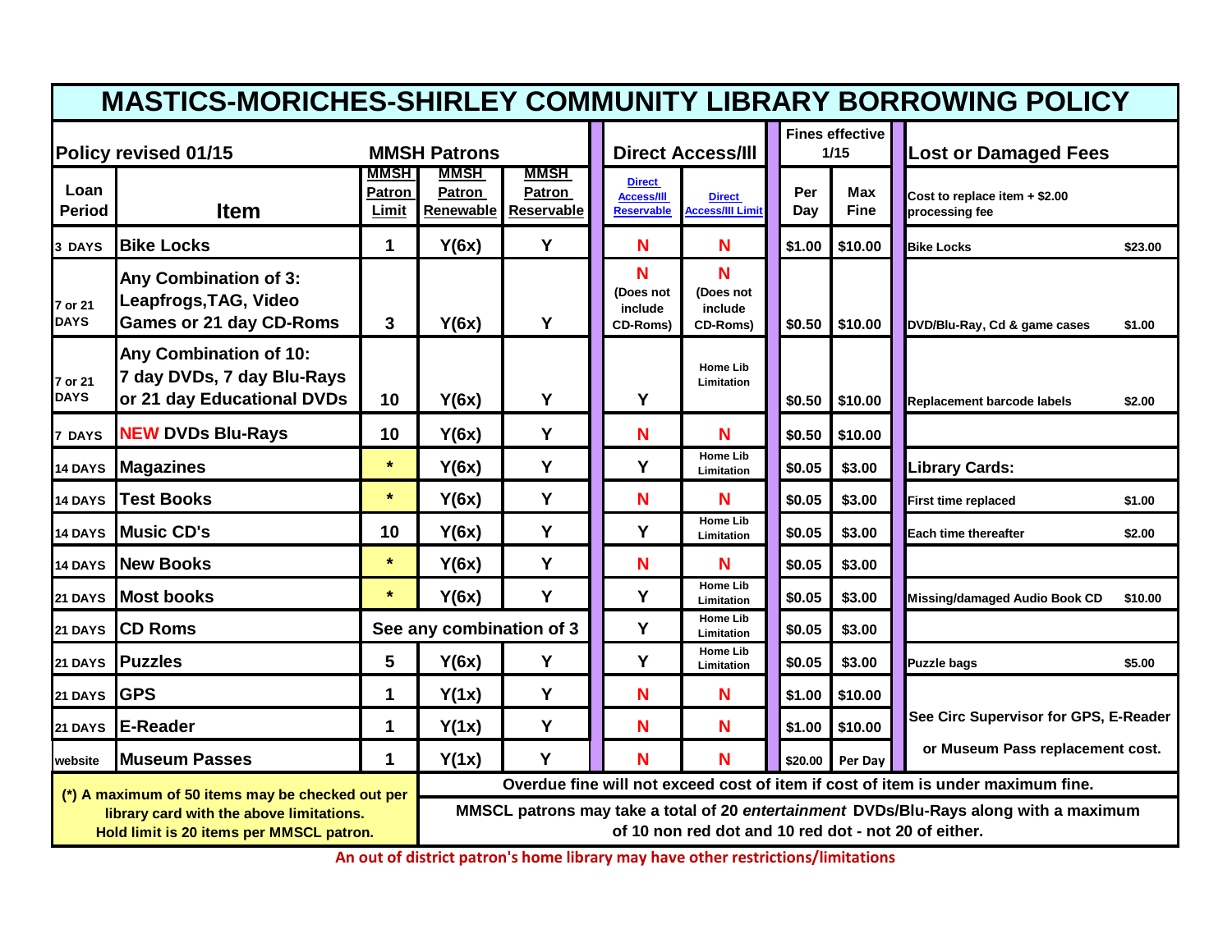# MASTICS-MORICHES-SHIRLEY COMMUNITY LIBRARY BORROWING POLICY

| Policy revised 01/15 | | MMSH Patrons | | | Direct Access/Ill | | Fines effective 1/15 | | Lost or Damaged Fees | |
|---|---|---|---|---|---|---|---|---|---|---|
| Loan Period | Item | MMSH Patron Limit | MMSH Patron Renewable | MMSH Patron Reservable | Direct Access/Ill Reservable | Direct Access/Ill Limit | Per Day | Max Fine | Cost to replace item + $2.00 processing fee | |
| 3 DAYS | Bike Locks | 1 | Y(6x) | Y | N | N | $1.00 | $10.00 | Bike Locks | $23.00 |
| 7 or 21 DAYS | Any Combination of 3: Leapfrogs,TAG, Video Games or 21 day CD-Roms | 3 | Y(6x) | Y | N (Does not include CD-Roms) | N (Does not include CD-Roms) | $0.50 | $10.00 | DVD/Blu-Ray, Cd & game cases | $1.00 |
| 7 or 21 DAYS | Any Combination of 10: 7 day DVDs, 7 day Blu-Rays or 21 day Educational DVDs | 10 | Y(6x) | Y | Y | Home Lib Limitation | $0.50 | $10.00 | Replacement barcode labels | $2.00 |
| 7 DAYS | NEW DVDs Blu-Rays | 10 | Y(6x) | Y | N | N | $0.50 | $10.00 | | |
| 14 DAYS | Magazines | * | Y(6x) | Y | Y | Home Lib Limitation | $0.05 | $3.00 | Library Cards: | |
| 14 DAYS | Test Books | * | Y(6x) | Y | N | N | $0.05 | $3.00 | First time replaced | $1.00 |
| 14 DAYS | Music CD's | 10 | Y(6x) | Y | Y | Home Lib Limitation | $0.05 | $3.00 | Each time thereafter | $2.00 |
| 14 DAYS | New Books | * | Y(6x) | Y | N | N | $0.05 | $3.00 | | |
| 21 DAYS | Most books | * | Y(6x) | Y | Y | Home Lib Limitation | $0.05 | $3.00 | Missing/damaged Audio Book CD | $10.00 |
| 21 DAYS | CD Roms | See any combination of 3 | | | Y | Home Lib Limitation | $0.05 | $3.00 | | |
| 21 DAYS | Puzzles | 5 | Y(6x) | Y | Y | Home Lib Limitation | $0.05 | $3.00 | Puzzle bags | $5.00 |
| 21 DAYS | GPS | 1 | Y(1x) | Y | N | N | $1.00 | $10.00 | See Circ Supervisor for GPS, E-Reader or Museum Pass replacement cost. | |
| 21 DAYS | E-Reader | 1 | Y(1x) | Y | N | N | $1.00 | $10.00 | | |
| website | Museum Passes | 1 | Y(1x) | Y | N | N | $20.00 | Per Day | | |

(*) A maximum of 50 items may be checked out per library card with the above limitations. Hold limit is 20 items per MMSCL patron.

Overdue fine will not exceed cost of item if cost of item is under maximum fine.

MMSCL patrons may take a total of 20 *entertainment* DVDs/Blu-Rays along with a maximum of 10 non red dot and 10 red dot - not 20 of either.

An out of district patron's home library may have other restrictions/limitations